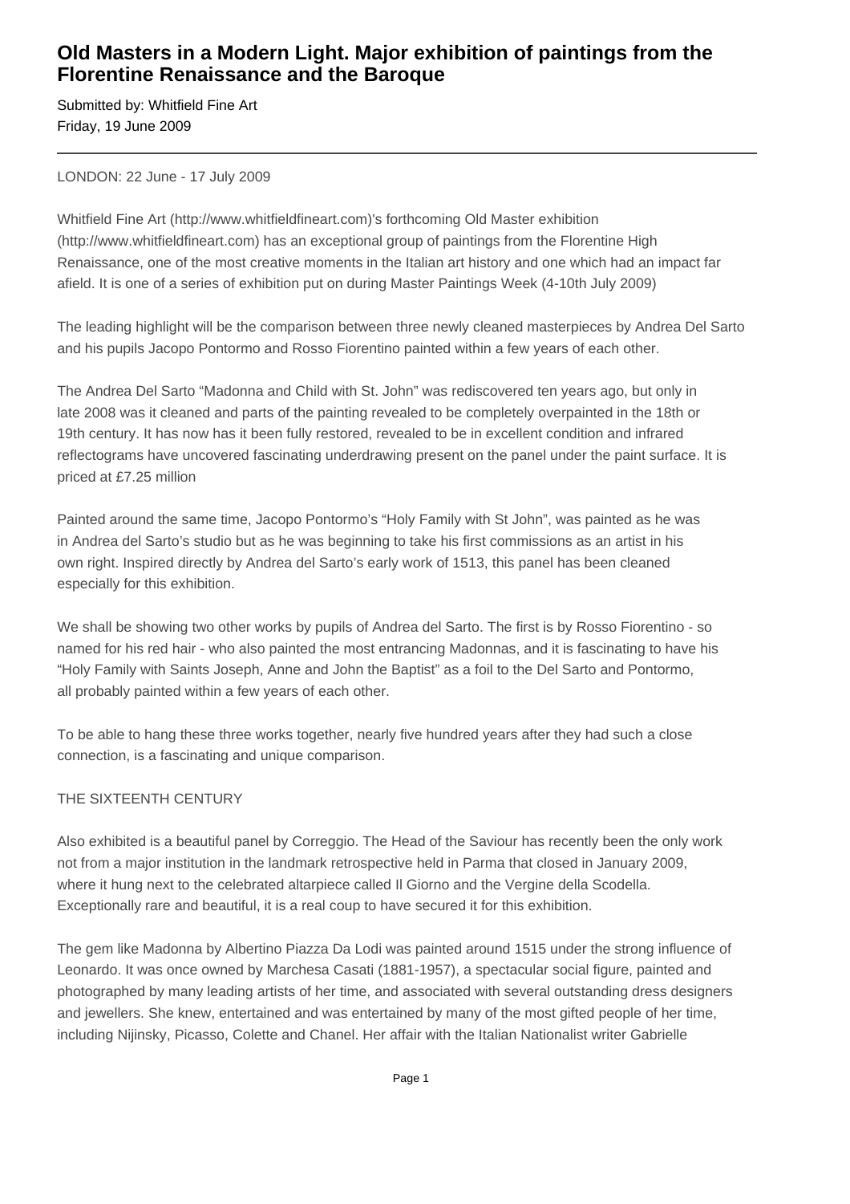# Old Masters in a Modern Light. Major exhibition of paintings from the Florentine Renaissance and the Baroque

Submitted by: Whitfield Fine Art
Friday, 19 June 2009

---

LONDON: 22 June - 17 July 2009

Whitfield Fine Art (http://www.whitfieldfineart.com)'s forthcoming Old Master exhibition (http://www.whitfieldfineart.com) has an exceptional group of paintings from the Florentine High Renaissance, one of the most creative moments in the Italian art history and one which had an impact far afield. It is one of a series of exhibition put on during Master Paintings Week (4-10th July 2009)

The leading highlight will be the comparison between three newly cleaned masterpieces by Andrea Del Sarto and his pupils Jacopo Pontormo and Rosso Fiorentino painted within a few years of each other.

The Andrea Del Sarto "Madonna and Child with St. John" was rediscovered ten years ago, but only in late 2008 was it cleaned and parts of the painting revealed to be completely overpainted in the 18th or 19th century. It has now has it been fully restored, revealed to be in excellent condition and infrared reflectograms have uncovered fascinating underdrawing present on the panel under the paint surface. It is priced at £7.25 million

Painted around the same time, Jacopo Pontormo's "Holy Family with St John", was painted as he was in Andrea del Sarto's studio but as he was beginning to take his first commissions as an artist in his own right. Inspired directly by Andrea del Sarto's early work of 1513, this panel has been cleaned especially for this exhibition.

We shall be showing two other works by pupils of Andrea del Sarto. The first is by Rosso Fiorentino - so named for his red hair - who also painted the most entrancing Madonnas, and it is fascinating to have his "Holy Family with Saints Joseph, Anne and John the Baptist" as a foil to the Del Sarto and Pontormo, all probably painted within a few years of each other.

To be able to hang these three works together, nearly five hundred years after they had such a close connection, is a fascinating and unique comparison.

THE SIXTEENTH CENTURY

Also exhibited is a beautiful panel by Correggio. The Head of the Saviour has recently been the only work not from a major institution in the landmark retrospective held in Parma that closed in January 2009, where it hung next to the celebrated altarpiece called Il Giorno and the Vergine della Scodella. Exceptionally rare and beautiful, it is a real coup to have secured it for this exhibition.

The gem like Madonna by Albertino Piazza Da Lodi was painted around 1515 under the strong influence of Leonardo. It was once owned by Marchesa Casati (1881-1957), a spectacular social figure, painted and photographed by many leading artists of her time, and associated with several outstanding dress designers and jewellers. She knew, entertained and was entertained by many of the most gifted people of her time, including Nijinsky, Picasso, Colette and Chanel. Her affair with the Italian Nationalist writer Gabrielle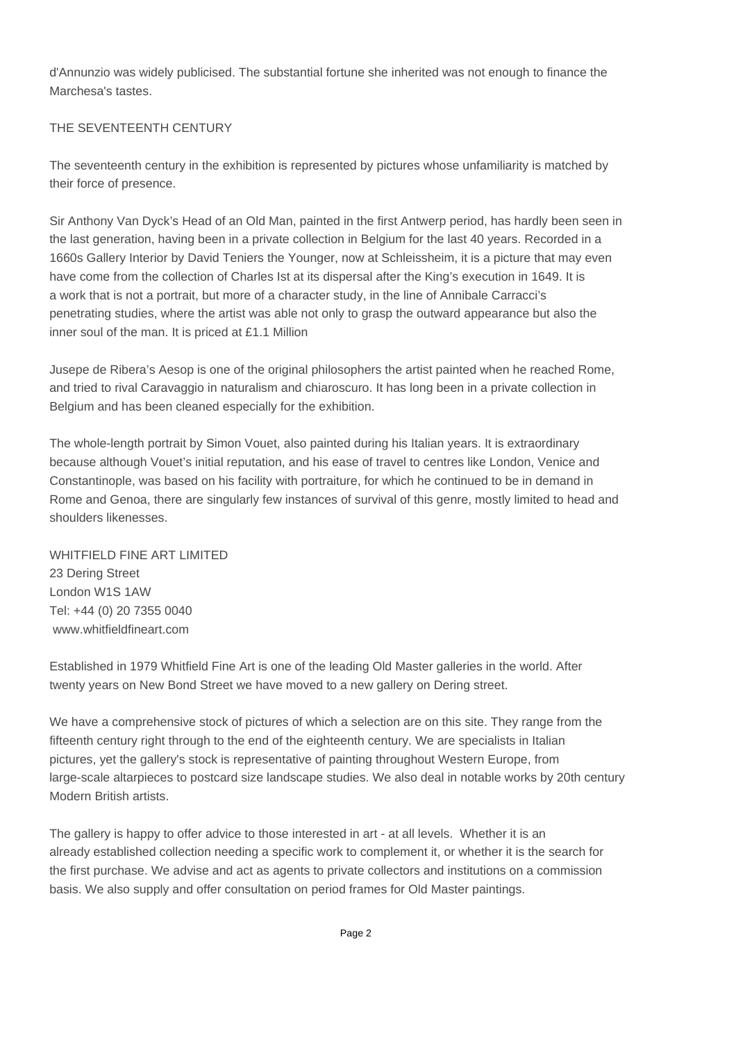d'Annunzio was widely publicised. The substantial fortune she inherited was not enough to finance the Marchesa's tastes.

## THE SEVENTEENTH CENTURY

The seventeenth century in the exhibition is represented by pictures whose unfamiliarity is matched by their force of presence.

Sir Anthony Van Dyck's Head of an Old Man, painted in the first Antwerp period, has hardly been seen in the last generation, having been in a private collection in Belgium for the last 40 years. Recorded in a 1660s Gallery Interior by David Teniers the Younger, now at Schleissheim, it is a picture that may even have come from the collection of Charles Ist at its dispersal after the King's execution in 1649. It is a work that is not a portrait, but more of a character study, in the line of Annibale Carracci's penetrating studies, where the artist was able not only to grasp the outward appearance but also the inner soul of the man. It is priced at £1.1 Million

Jusepe de Ribera's Aesop is one of the original philosophers the artist painted when he reached Rome, and tried to rival Caravaggio in naturalism and chiaroscuro. It has long been in a private collection in Belgium and has been cleaned especially for the exhibition.

The whole-length portrait by Simon Vouet, also painted during his Italian years. It is extraordinary because although Vouet's initial reputation, and his ease of travel to centres like London, Venice and Constantinople, was based on his facility with portraiture, for which he continued to be in demand in Rome and Genoa, there are singularly few instances of survival of this genre, mostly limited to head and shoulders likenesses.

WHITFIELD FINE ART LIMITED
23 Dering Street
London W1S 1AW
Tel: +44 (0) 20 7355 0040
www.whitfieldfineart.com

Established in 1979 Whitfield Fine Art is one of the leading Old Master galleries in the world. After twenty years on New Bond Street we have moved to a new gallery on Dering street.

We have a comprehensive stock of pictures of which a selection are on this site. They range from the fifteenth century right through to the end of the eighteenth century. We are specialists in Italian pictures, yet the gallery's stock is representative of painting throughout Western Europe, from large-scale altarpieces to postcard size landscape studies. We also deal in notable works by 20th century Modern British artists.

The gallery is happy to offer advice to those interested in art - at all levels. Whether it is an already established collection needing a specific work to complement it, or whether it is the search for the first purchase. We advise and act as agents to private collectors and institutions on a commission basis. We also supply and offer consultation on period frames for Old Master paintings.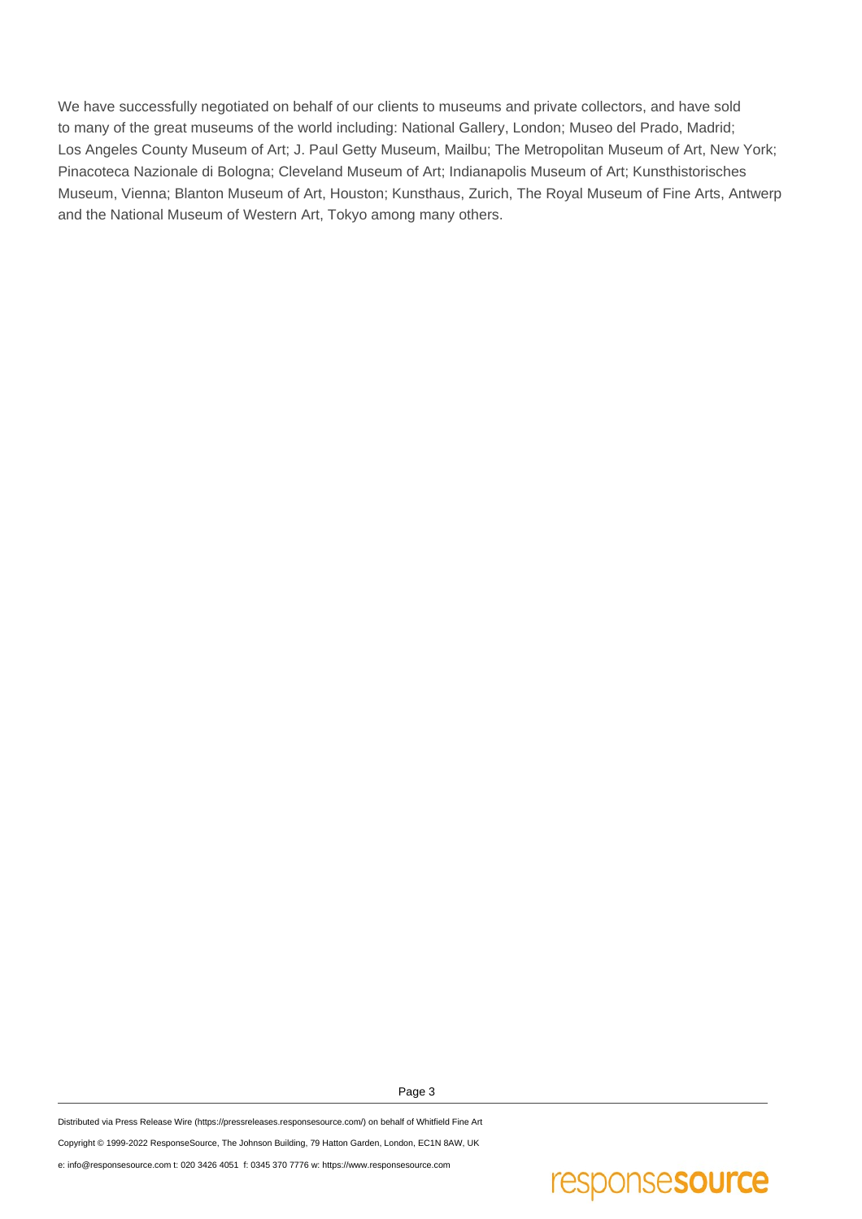We have successfully negotiated on behalf of our clients to museums and private collectors, and have sold to many of the great museums of the world including: National Gallery, London; Museo del Prado, Madrid; Los Angeles County Museum of Art; J. Paul Getty Museum, Mailbu; The Metropolitan Museum of Art, New York; Pinacoteca Nazionale di Bologna; Cleveland Museum of Art; Indianapolis Museum of Art; Kunsthistorisches Museum, Vienna; Blanton Museum of Art, Houston; Kunsthaus, Zurich, The Royal Museum of Fine Arts, Antwerp and the National Museum of Western Art, Tokyo among many others.

Distributed via Press Release Wire (https://pressreleases.responsesource.com/) on behalf of Whitfield Fine Art

Copyright © 1999-2022 ResponseSource, The Johnson Building, 79 Hatton Garden, London, EC1N 8AW, UK

e: info@responsesource.com t: 020 3426 4051 f: 0345 370 7776 w: https://www.responsesource.com

responsesource